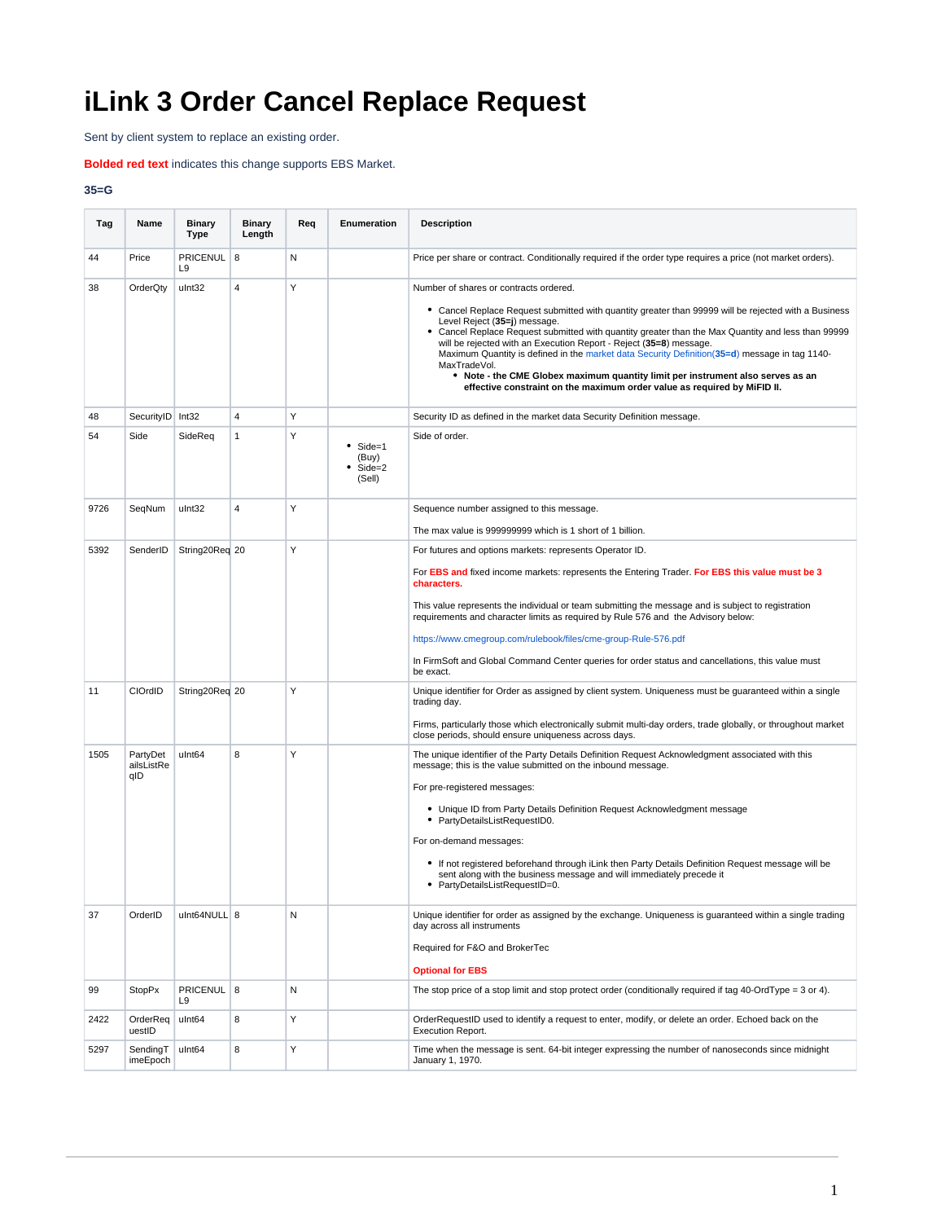# iLink 3 Order Cancel Replace Request

Sent by client system to replace an existing order.

**Bolded red text** indicates this change supports EBS Market.

**35=G**

| Tag | Name | Binary Type | Binary Length | Req | Enumeration | Description |
|---|---|---|---|---|---|---|
| 44 | Price | PRICENULL9 | 8 | N | | Price per share or contract. Conditionally required if the order type requires a price (not market orders). |
| 38 | OrderQty | uInt32 | 4 | Y | | Number of shares or contracts ordered.<br><ul><li>Cancel Replace Request submitted with quantity greater than 99999 will be rejected with a Business Level Reject (**35=j**) message.</li><li>Cancel Replace Request submitted with quantity greater than the Max Quantity and less than 99999 will be rejected with an Execution Report - Reject (**35=8**) message.<br>Maximum Quantity is defined in the market data Security Definition(**35=d**) message in tag 1140-MaxTradeVol.<ul><li>**Note - the CME Globex maximum quantity limit per instrument also serves as an effective constraint on the maximum order value as required by MiFID II.**</li></ul></li></ul> |
| 48 | SecurityID | Int32 | 4 | Y | | Security ID as defined in the market data Security Definition message. |
| 54 | Side | SideReq | 1 | Y | <ul><li>Side=1 (Buy)</li><li>Side=2 (Sell)</li></ul> | Side of order. |
| 9726 | SeqNum | uInt32 | 4 | Y | | Sequence number assigned to this message.<br><br>The max value is 999999999 which is 1 short of 1 billion. |
| 5392 | SenderID | String20Req | 20 | Y | | For futures and options markets: represents Operator ID.<br><br>For **EBS and** fixed income markets: represents the Entering Trader. **For EBS this value must be 3 characters.**<br><br>This value represents the individual or team submitting the message and is subject to registration requirements and character limits as required by Rule 576 and the Advisory below:<br><br>https://www.cmegroup.com/rulebook/files/cme-group-Rule-576.pdf<br><br>In FirmSoft and Global Command Center queries for order status and cancellations, this value must be exact. |
| 11 | ClOrdID | String20Req | 20 | Y | | Unique identifier for Order as assigned by client system. Uniqueness must be guaranteed within a single trading day.<br><br>Firms, particularly those which electronically submit multi-day orders, trade globally, or throughout market close periods, should ensure uniqueness across days. |
| 1505 | PartyDetailsListReqID | uInt64 | 8 | Y | | The unique identifier of the Party Details Definition Request Acknowledgment associated with this message; this is the value submitted on the inbound message.<br><br>For pre-registered messages:<br><ul><li>Unique ID from Party Details Definition Request Acknowledgment message</li><li>PartyDetailsListRequestID0.</li></ul>For on-demand messages:<br><ul><li>If not registered beforehand through iLink then Party Details Definition Request message will be sent along with the business message and will immediately precede it</li><li>PartyDetailsListRequestID=0.</li></ul> |
| 37 | OrderID | uInt64NULL | 8 | N | | Unique identifier for order as assigned by the exchange. Uniqueness is guaranteed within a single trading day across all instruments<br><br>Required for F&O and BrokerTec<br><br>**Optional for EBS** |
| 99 | StopPx | PRICENULL9 | 8 | N | | The stop price of a stop limit and stop protect order (conditionally required if tag 40-OrdType = 3 or 4). |
| 2422 | OrderRequestID | uInt64 | 8 | Y | | OrderRequestID used to identify a request to enter, modify, or delete an order. Echoed back on the Execution Report. |
| 5297 | SendingTimeEpoch | uInt64 | 8 | Y | | Time when the message is sent. 64-bit integer expressing the number of nanoseconds since midnight January 1, 1970. |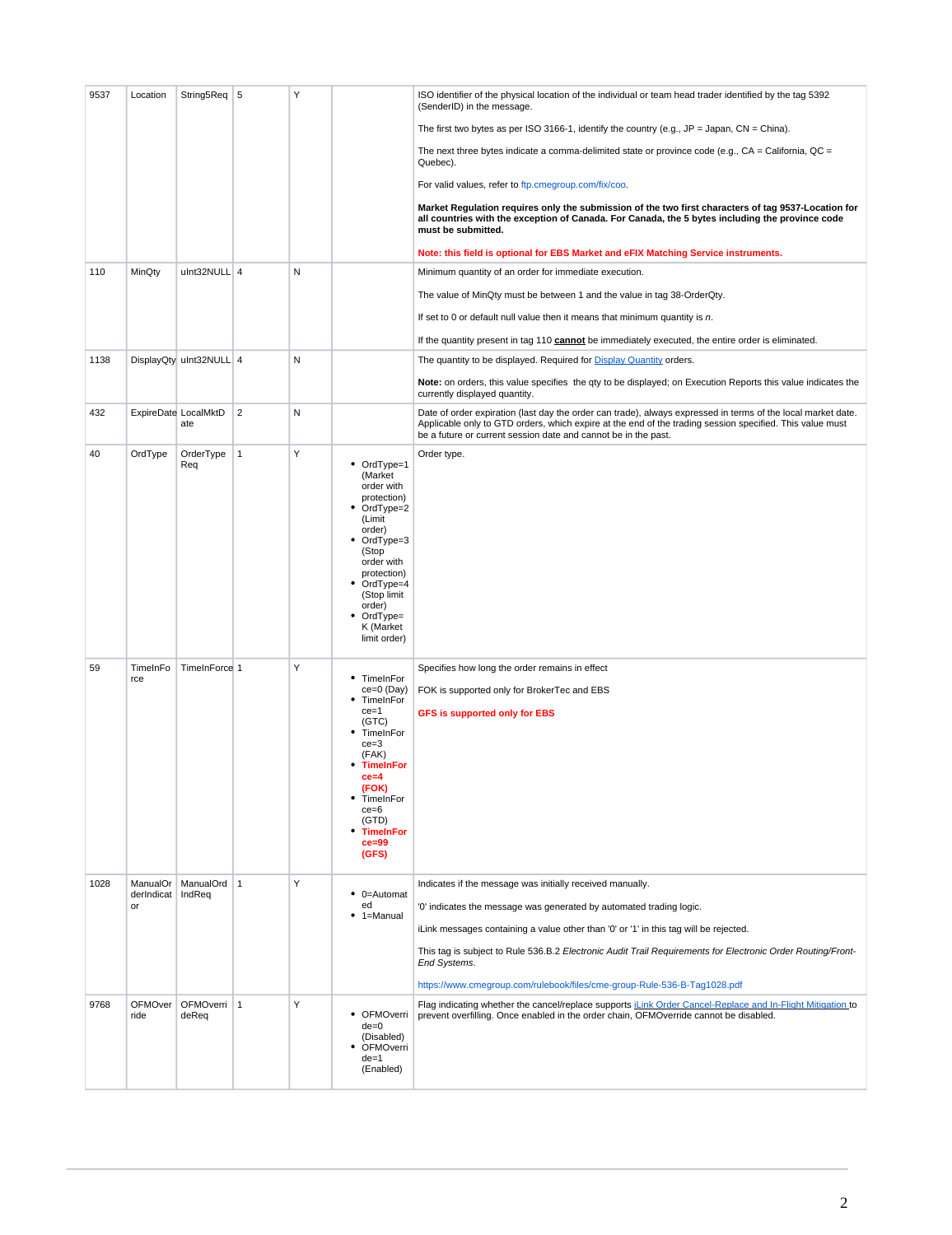| 9537 | Location | String5Req | 5 | Y | | ISO identifier of the physical location of the individual or team head trader identified by the tag 5392 (SenderID) in the message.<br><br>The first two bytes as per ISO 3166-1, identify the country (e.g., JP = Japan, CN = China).<br><br>The next three bytes indicate a comma-delimited state or province code (e.g., CA = California, QC = Quebec).<br><br>For valid values, refer to ftp.cmegroup.com/fix/coo.<br><br>**Market Regulation requires only the submission of the two first characters of tag 9537-Location for all countries with the exception of Canada. For Canada, the 5 bytes including the province code must be submitted.**<br><br>**Note: this field is optional for EBS Market and eFIX Matching Service instruments.** |
|---|---|---|---|---|---|---|
| 110 | MinQty | uInt32NULL | 4 | N | | Minimum quantity of an order for immediate execution.<br><br>The value of MinQty must be between 1 and the value in tag 38-OrderQty.<br><br>If set to 0 or default null value then it means that minimum quantity is *n*.<br><br>If the quantity present in tag 110 **cannot** be immediately executed, the entire order is eliminated. |
| 1138 | DisplayQty | uInt32NULL | 4 | N | | The quantity to be displayed. Required for Display Quantity orders.<br><br>**Note:** on orders, this value specifies the qty to be displayed; on Execution Reports this value indicates the currently displayed quantity. |
| 432 | ExpireDate | LocalMktDate | 2 | N | | Date of order expiration (last day the order can trade), always expressed in terms of the local market date. Applicable only to GTD orders, which expire at the end of the trading session specified. This value must be a future or current session date and cannot be in the past. |
| 40 | OrdType | OrderTypeReq | 1 | Y | • OrdType=1 (Market order with protection)<br>• OrdType=2 (Limit order)<br>• OrdType=3 (Stop order with protection)<br>• OrdType=4 (Stop limit order)<br>• OrdType=K (Market limit order) | Order type. |
| 59 | TimeInForce | TimeInForce | 1 | Y | • TimeInForce=0 (Day)<br>• TimeInForce=1 (GTC)<br>• TimeInForce=3 (FAK)<br>• **TimeInForce=4 (FOK)**<br>• TimeInForce=6 (GTD)<br>• **TimeInForce=99 (GFS)** | Specifies how long the order remains in effect<br><br>FOK is supported only for BrokerTec and EBS<br><br>**GFS is supported only for EBS** |
| 1028 | ManualOrderIndicator | ManualOrdIndReq | 1 | Y | • 0=Automated<br>• 1=Manual | Indicates if the message was initially received manually.<br><br>'0' indicates the message was generated by automated trading logic.<br><br>iLink messages containing a value other than '0' or '1' in this tag will be rejected.<br><br>This tag is subject to Rule 536.B.2 *Electronic Audit Trail Requirements for Electronic Order Routing/Front-End Systems*.<br><br>https://www.cmegroup.com/rulebook/files/cme-group-Rule-536-B-Tag1028.pdf |
| 9768 | OFMOverride | OFMOverrideReq | 1 | Y | • OFMOverride=0 (Disabled)<br>• OFMOverride=1 (Enabled) | Flag indicating whether the cancel/replace supports iLink Order Cancel-Replace and In-Flight Mitigation to prevent overfilling. Once enabled in the order chain, OFMOverride cannot be disabled. |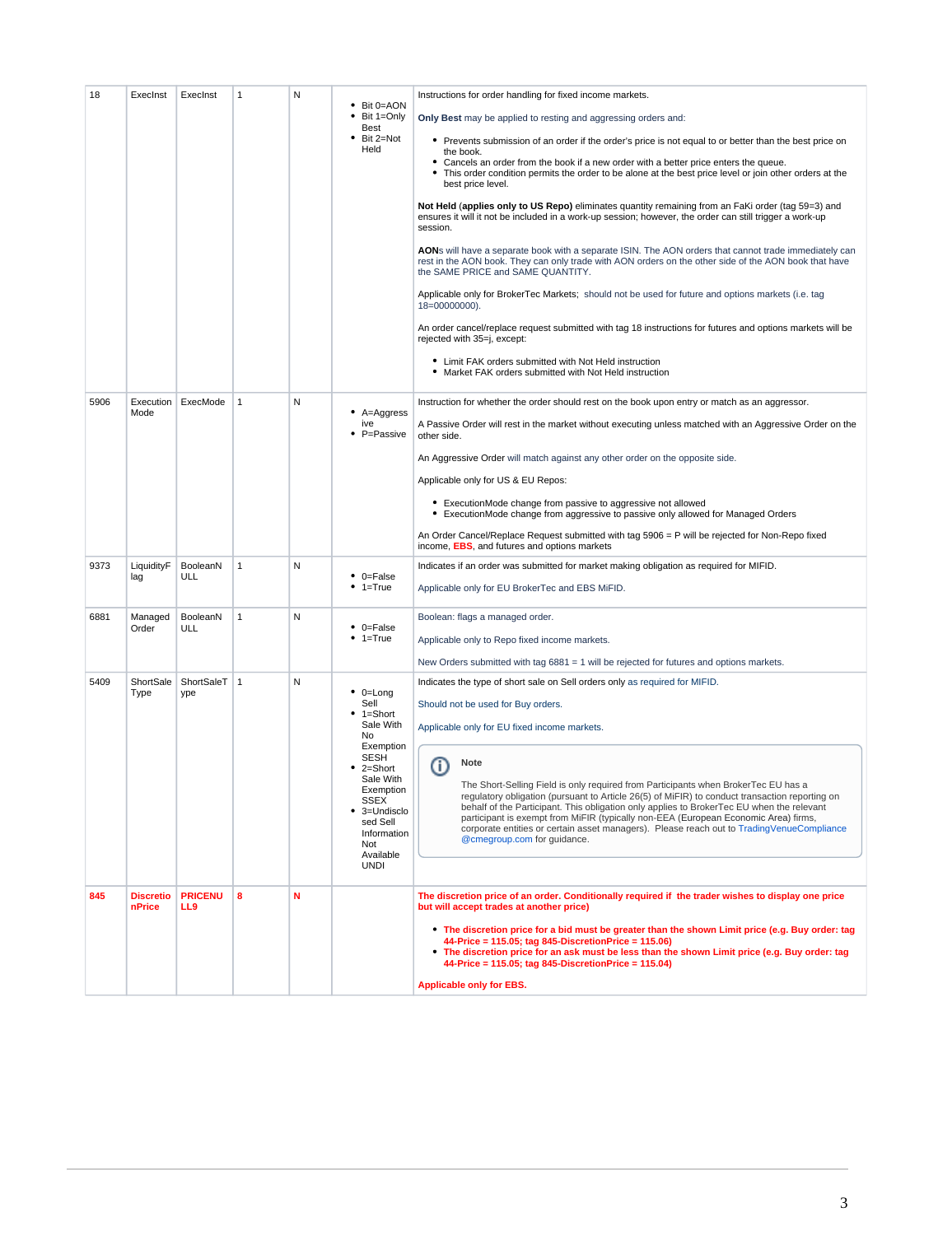| | | | | | | |
|---|---|---|---|---|---|---|
| 18 | ExecInst | ExecInst | 1 | N | • Bit 0=AON<br>• Bit 1=Only Best<br>• Bit 2=Not Held | Instructions for order handling for fixed income markets.<br><br>**Only Best** may be applied to resting and aggressing orders and:<br><br>• Prevents submission of an order if the order's price is not equal to or better than the best price on the book.<br>• Cancels an order from the book if a new order with a better price enters the queue.<br>• This order condition permits the order to be alone at the best price level or join other orders at the best price level.<br><br>**Not Held (applies only to US Repo)** eliminates quantity remaining from an FaKi order (tag 59=3) and ensures it will it not be included in a work-up session; however, the order can still trigger a work-up session.<br><br>**AON**s will have a separate book with a separate ISIN. The AON orders that cannot trade immediately can rest in the AON book. They can only trade with AON orders on the other side of the AON book that have the SAME PRICE and SAME QUANTITY.<br><br>Applicable only for BrokerTec Markets; should not be used for future and options markets (i.e. tag 18=00000000).<br><br>An order cancel/replace request submitted with tag 18 instructions for futures and options markets will be rejected with 35=j, except:<br><br>• Limit FAK orders submitted with Not Held instruction<br>• Market FAK orders submitted with Not Held instruction |
| 5906 | Execution Mode | ExecMode | 1 | N | • A=Aggressive<br>• P=Passive | Instruction for whether the order should rest on the book upon entry or match as an aggressor.<br><br>A Passive Order will rest in the market without executing unless matched with an Aggressive Order on the other side.<br><br>An Aggressive Order will match against any other order on the opposite side.<br><br>Applicable only for US & EU Repos:<br><br>• ExecutionMode change from passive to aggressive not allowed<br>• ExecutionMode change from aggressive to passive only allowed for Managed Orders<br><br>An Order Cancel/Replace Request submitted with tag 5906 = P will be rejected for Non-Repo fixed income, EBS, and futures and options markets |
| 9373 | LiquidityFlag | BooleanNULL | 1 | N | • 0=False<br>• 1=True | Indicates if an order was submitted for market making obligation as required for MIFID.<br><br>Applicable only for EU BrokerTec and EBS MiFID. |
| 6881 | Managed Order | BooleanNULL | 1 | N | • 0=False<br>• 1=True | Boolean: flags a managed order.<br><br>Applicable only to Repo fixed income markets.<br><br>New Orders submitted with tag 6881 = 1 will be rejected for futures and options markets. |
| 5409 | ShortSale Type | ShortSaleType | 1 | N | • 0=Long Sell<br>• 1=Short Sale With No Exemption SESH<br>• 2=Short Sale With Exemption SSEX<br>• 3=Undisclosed Sell Information Not Available UNDI | Indicates the type of short sale on Sell orders only as required for MIFID.<br><br>Should not be used for Buy orders.<br><br>Applicable only for EU fixed income markets.<br><br>**Note**<br><br>The Short-Selling Field is only required from Participants when BrokerTec EU has a regulatory obligation (pursuant to Article 26(5) of MiFIR) to conduct transaction reporting on behalf of the Participant. This obligation only applies to BrokerTec EU when the relevant participant is exempt from MiFIR (typically non-EEA (European Economic Area) firms, corporate entities or certain asset managers). Please reach out to TradingVenueCompliance @cmegroup.com for guidance. |
| **845** | **DiscretionPrice** | **PRICENULL9** | **8** | **N** | | **The discretion price of an order. Conditionally required if the trader wishes to display one price but will accept trades at another price)**<br><br>• **The discretion price for a bid must be greater than the shown Limit price (e.g. Buy order: tag 44-Price = 115.05; tag 845-DiscretionPrice = 115.06)**<br>• **The discretion price for an ask must be less than the shown Limit price (e.g. Buy order: tag 44-Price = 115.05; tag 845-DiscretionPrice = 115.04)**<br><br>**Applicable only for EBS.** |